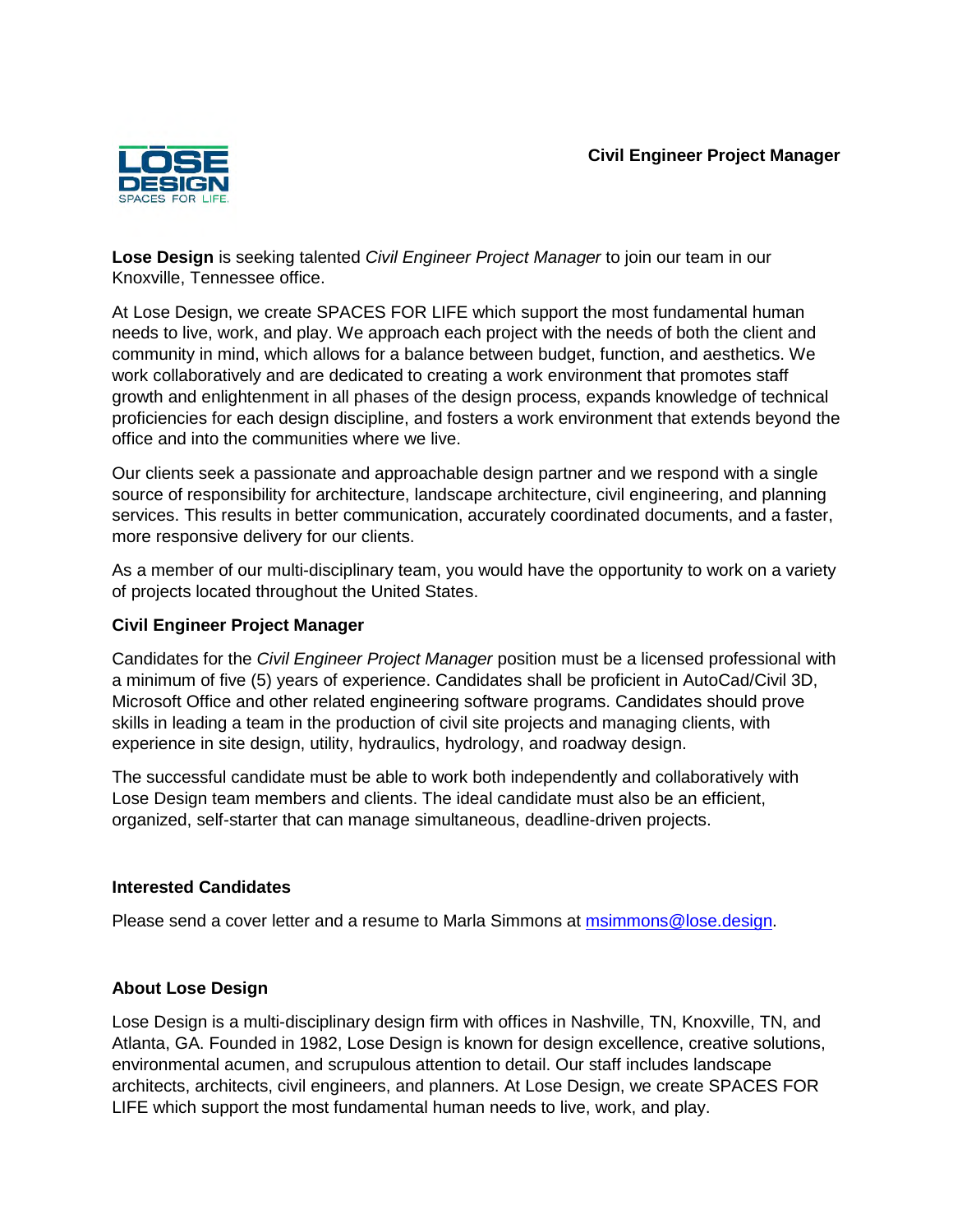# Civil Engineer Project Manager

**Lose Design** is seeking talented *Civil Engineer Project Manager* to join our team in our Knoxville, Tennessee office.

At Lose Design, we create SPACES FOR LIFE which support the most fundamental human needs to live, work, and play. We approach each project with the needs of both the client and community in mind, which allows for a balance between budget, function, and aesthetics. We work collaboratively and are dedicated to creating a work environment that promotes staff growth and enlightenment in all phases of the design process, expands knowledge of technical proficiencies for each design discipline, and fosters a work environment that extends beyond the office and into the communities where we live.

Our clients seek a passionate and approachable design partner and we respond with a single source of responsibility for architecture, landscape architecture, civil engineering, and planning services. This results in better communication, accurately coordinated documents, and a faster, more responsive delivery for our clients.

As a member of our multi-disciplinary team, you would have the opportunity to work on a variety of projects located throughout the United States.

## Civil Engineer Project Manager

Candidates for the *Civil Engineer Project Manager* position must be a licensed professional with a minimum of five (5) years of experience. Candidates shall be proficient in AutoCad/Civil 3D, Microsoft Office and other related engineering software programs. Candidates should prove skills in leading a team in the production of civil site projects and managing clients, with experience in site design, utility, hydraulics, hydrology, and roadway design.

The successful candidate must be able to work both independently and collaboratively with Lose Design team members and clients. The ideal candidate must also be an efficient, organized, self-starter that can manage simultaneous, deadline-driven projects.

## Interested Candidates

Please send a cover letter and a resume to Marla Simmons at msimmons@lose.design.

## About Lose Design

Lose Design is a multi-disciplinary design firm with offices in Nashville, TN, Knoxville, TN, and Atlanta, GA. Founded in 1982, Lose Design is known for design excellence, creative solutions, environmental acumen, and scrupulous attention to detail. Our staff includes landscape architects, architects, civil engineers, and planners. At Lose Design, we create SPACES FOR LIFE which support the most fundamental human needs to live, work, and play.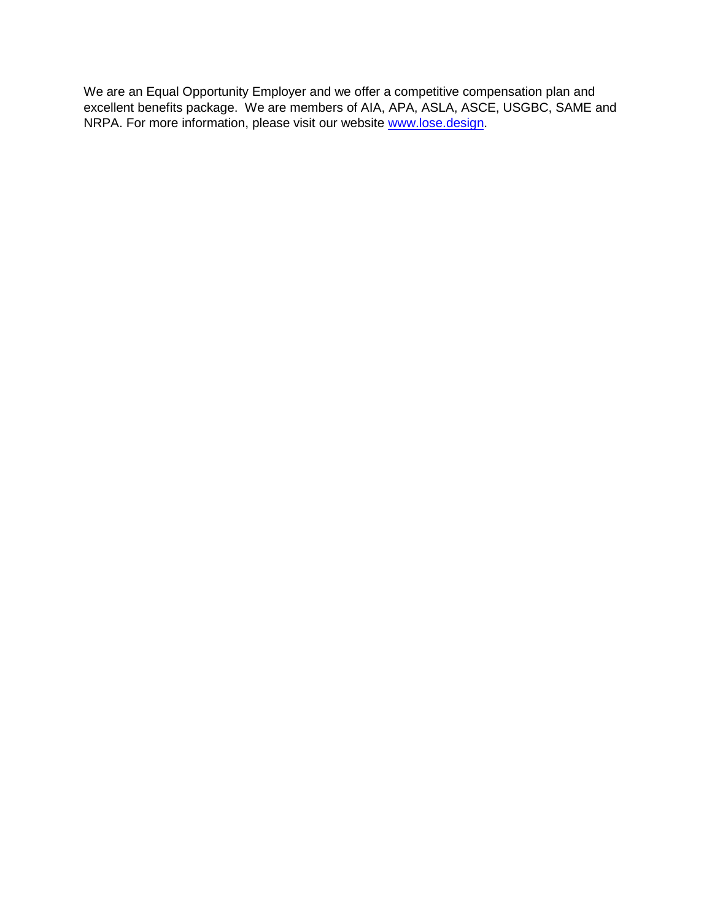We are an Equal Opportunity Employer and we offer a competitive compensation plan and excellent benefits package. We are members of AIA, APA, ASLA, ASCE, USGBC, SAME and NRPA. For more information, please visit our website [www.lose.design](http://www.lose.design).